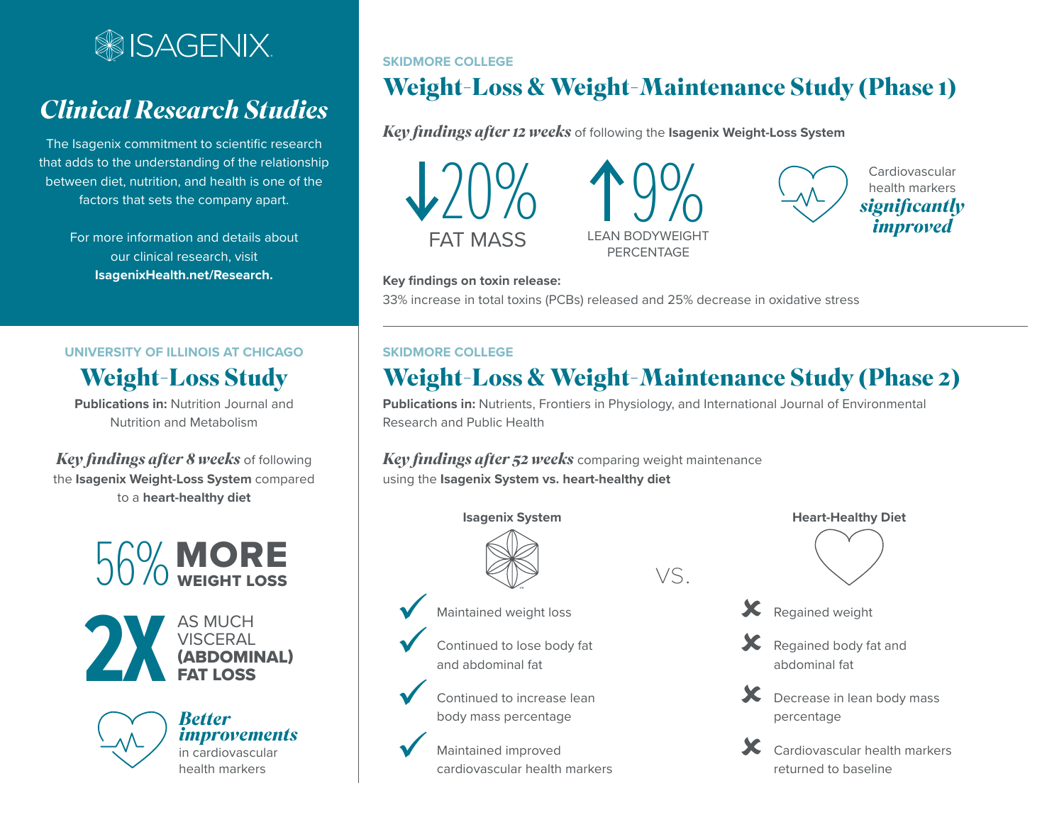# ISAGENIX

## *Clinical Research Studies*

The Isagenix commitment to scientific research that adds to the understanding of the relationship between diet, nutrition, and health is one of the factors that sets the company apart.

For more information and details about our clinical research, visit **IsagenixHealth.net/Research.**

---

**UNIVERSITY OF ILLINOIS AT CHICAGO**

## Weight-Loss Study

**Publications in:** Nutrition Journal and Nutrition and Metabolism

***Key findings after 8 weeks*** of following the **Isagenix Weight-Loss System** compared to a **heart-healthy diet**

56% **MORE WEIGHT LOSS**

**2X** AS MUCH VISCERAL **(ABDOMINAL) FAT LOSS**

***Better improvements*** in cardiovascular health markers

---

**SKIDMORE COLLEGE**

## Weight-Loss & Weight-Maintenance Study (Phase 1)

***Key findings after 12 weeks*** of following the **Isagenix Weight-Loss System**

↓20% FAT MASS

↑9% LEAN BODYWEIGHT PERCENTAGE

Cardiovascular health markers ***significantly improved***

**Key findings on toxin release:**

33% increase in total toxins (PCBs) released and 25% decrease in oxidative stress

---

**SKIDMORE COLLEGE**

## Weight-Loss & Weight-Maintenance Study (Phase 2)

**Publications in:** Nutrients, Frontiers in Physiology, and International Journal of Environmental Research and Public Health

***Key findings after 52 weeks*** comparing weight maintenance using the **Isagenix System vs. heart-healthy diet**

| **Isagenix System** | VS. | **Heart-Healthy Diet** |
|---|---|---|
| ✓ Maintained weight loss | | ✗ Regained weight |
| ✓ Continued to lose body fat and abdominal fat | | ✗ Regained body fat and abdominal fat |
| ✓ Continued to increase lean body mass percentage | | ✗ Decrease in lean body mass percentage |
| ✓ Maintained improved cardiovascular health markers | | ✗ Cardiovascular health markers returned to baseline |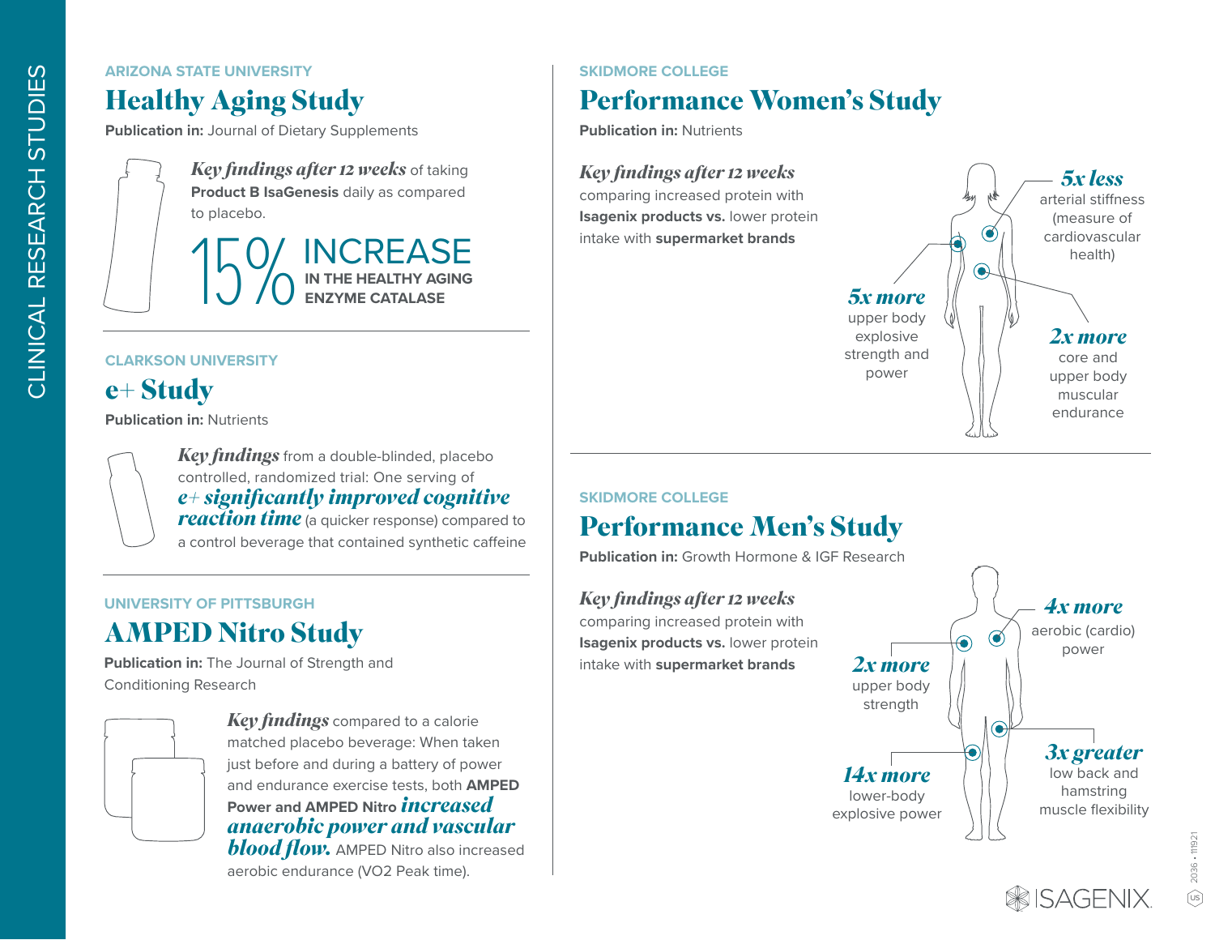CLINICAL RESEARCH STUDIES

ARIZONA STATE UNIVERSITY

## Healthy Aging Study

**Publication in:** Journal of Dietary Supplements

***Key findings after 12 weeks*** of taking **Product B IsaGenesis** daily as compared to placebo.

15% INCREASE **IN THE HEALTHY AGING ENZYME CATALASE**

CLARKSON UNIVERSITY

## e+ Study

**Publication in:** Nutrients

***Key findings*** from a double-blinded, placebo controlled, randomized trial: One serving of ***e+ significantly improved cognitive reaction time*** (a quicker response) compared to a control beverage that contained synthetic caffeine

UNIVERSITY OF PITTSBURGH

## AMPED Nitro Study

**Publication in:** The Journal of Strength and Conditioning Research

***Key findings*** compared to a calorie matched placebo beverage: When taken just before and during a battery of power and endurance exercise tests, both **AMPED Power and AMPED Nitro** ***increased anaerobic power and vascular blood flow.*** AMPED Nitro also increased aerobic endurance (VO2 Peak time).

SKIDMORE COLLEGE

## Performance Women's Study

**Publication in:** Nutrients

***Key findings after 12 weeks*** comparing increased protein with **Isagenix products vs.** lower protein intake with **supermarket brands**

***5x less*** arterial stiffness (measure of cardiovascular health)

***5x more*** upper body explosive strength and power

***2x more*** core and upper body muscular endurance

SKIDMORE COLLEGE

## Performance Men's Study

**Publication in:** Growth Hormone & IGF Research

***Key findings after 12 weeks*** comparing increased protein with **Isagenix products vs.** lower protein intake with **supermarket brands**

***4x more*** aerobic (cardio) power

***2x more*** upper body strength

***3x greater*** low back and hamstring muscle flexibility

***14x more*** lower-body explosive power

ISAGENIX

2036 • 111921 US